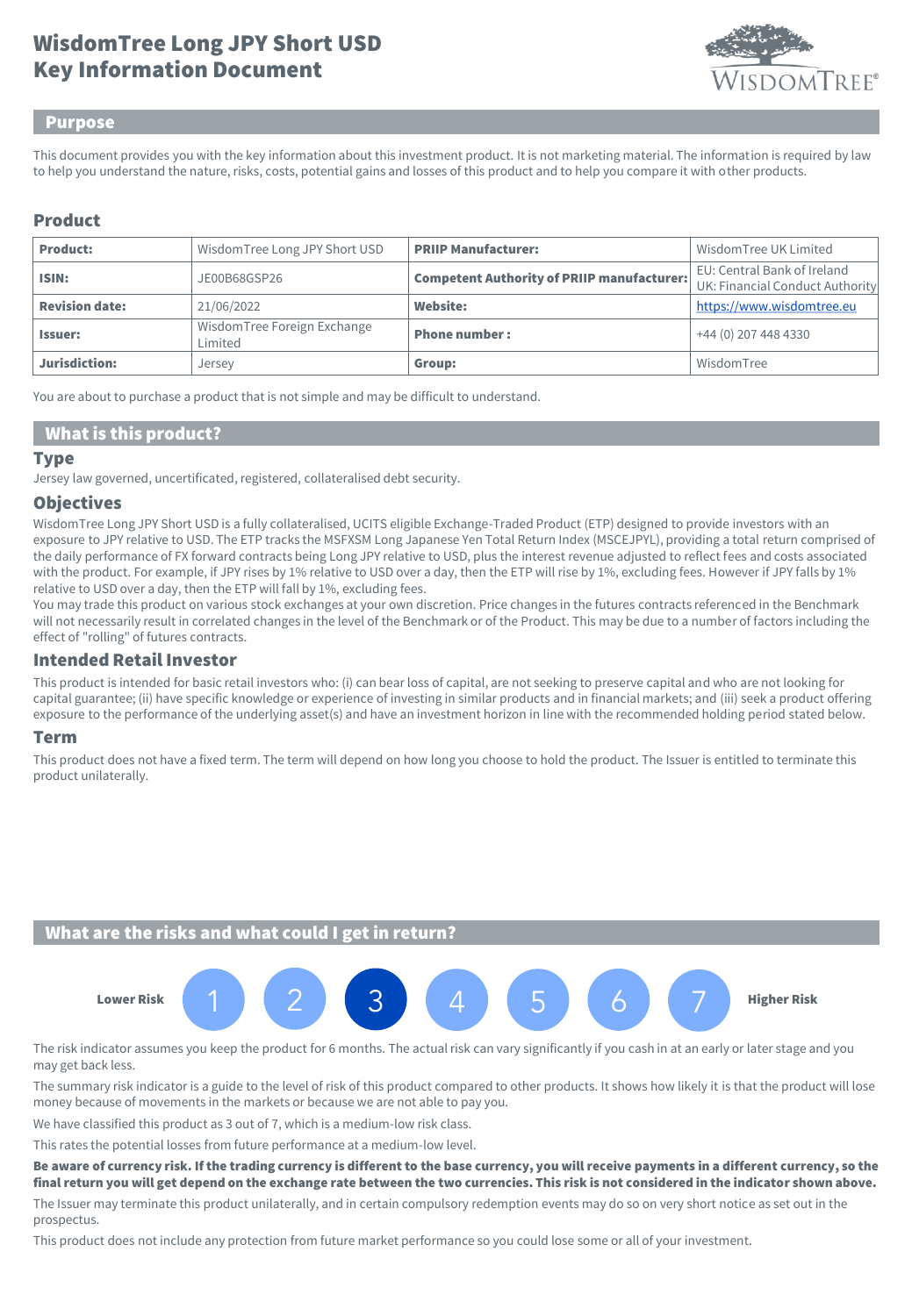# WisdomTree Long JPY Short USD
# Key Information Document

## Purpose

This document provides you with the key information about this investment product. It is not marketing material. The information is required by law to help you understand the nature, risks, costs, potential gains and losses of this product and to help you compare it with other products.

## Product

| **Product:** | WisdomTree Long JPY Short USD | **PRIIP Manufacturer:** | WisdomTree UK Limited |
|---|---|---|---|
| **ISIN:** | JE00B68GSP26 | **Competent Authority of PRIIP manufacturer:** | EU: Central Bank of Ireland<br>UK: Financial Conduct Authority |
| **Revision date:** | 21/06/2022 | **Website:** | https://www.wisdomtree.eu |
| **Issuer:** | WisdomTree Foreign Exchange Limited | **Phone number :** | +44 (0) 207 448 4330 |
| **Jurisdiction:** | Jersey | **Group:** | WisdomTree |

You are about to purchase a product that is not simple and may be difficult to understand.

## What is this product?

### Type

Jersey law governed, uncertificated, registered, collateralised debt security.

### Objectives

WisdomTree Long JPY Short USD is a fully collateralised, UCITS eligible Exchange-Traded Product (ETP) designed to provide investors with an exposure to JPY relative to USD. The ETP tracks the MSFXSM Long Japanese Yen Total Return Index (MSCEJPYL), providing a total return comprised of the daily performance of FX forward contracts being Long JPY relative to USD, plus the interest revenue adjusted to reflect fees and costs associated with the product. For example, if JPY rises by 1% relative to USD over a day, then the ETP will rise by 1%, excluding fees. However if JPY falls by 1% relative to USD over a day, then the ETP will fall by 1%, excluding fees.

You may trade this product on various stock exchanges at your own discretion. Price changes in the futures contracts referenced in the Benchmark will not necessarily result in correlated changes in the level of the Benchmark or of the Product. This may be due to a number of factors including the effect of "rolling" of futures contracts.

### Intended Retail Investor

This product is intended for basic retail investors who: (i) can bear loss of capital, are not seeking to preserve capital and who are not looking for capital guarantee; (ii) have specific knowledge or experience of investing in similar products and in financial markets; and (iii) seek a product offering exposure to the performance of the underlying asset(s) and have an investment horizon in line with the recommended holding period stated below.

### Term

This product does not have a fixed term. The term will depend on how long you choose to hold the product. The Issuer is entitled to terminate this product unilaterally.

## What are the risks and what could I get in return?

**Lower Risk** 1 2 **[3]** 4 5 6 7 **Higher Risk**

The risk indicator assumes you keep the product for 6 months. The actual risk can vary significantly if you cash in at an early or later stage and you may get back less.

The summary risk indicator is a guide to the level of risk of this product compared to other products. It shows how likely it is that the product will lose money because of movements in the markets or because we are not able to pay you.

We have classified this product as 3 out of 7, which is a medium-low risk class.

This rates the potential losses from future performance at a medium-low level.

**Be aware of currency risk. If the trading currency is different to the base currency, you will receive payments in a different currency, so the final return you will get depend on the exchange rate between the two currencies. This risk is not considered in the indicator shown above.**

The Issuer may terminate this product unilaterally, and in certain compulsory redemption events may do so on very short notice as set out in the prospectus.

This product does not include any protection from future market performance so you could lose some or all of your investment.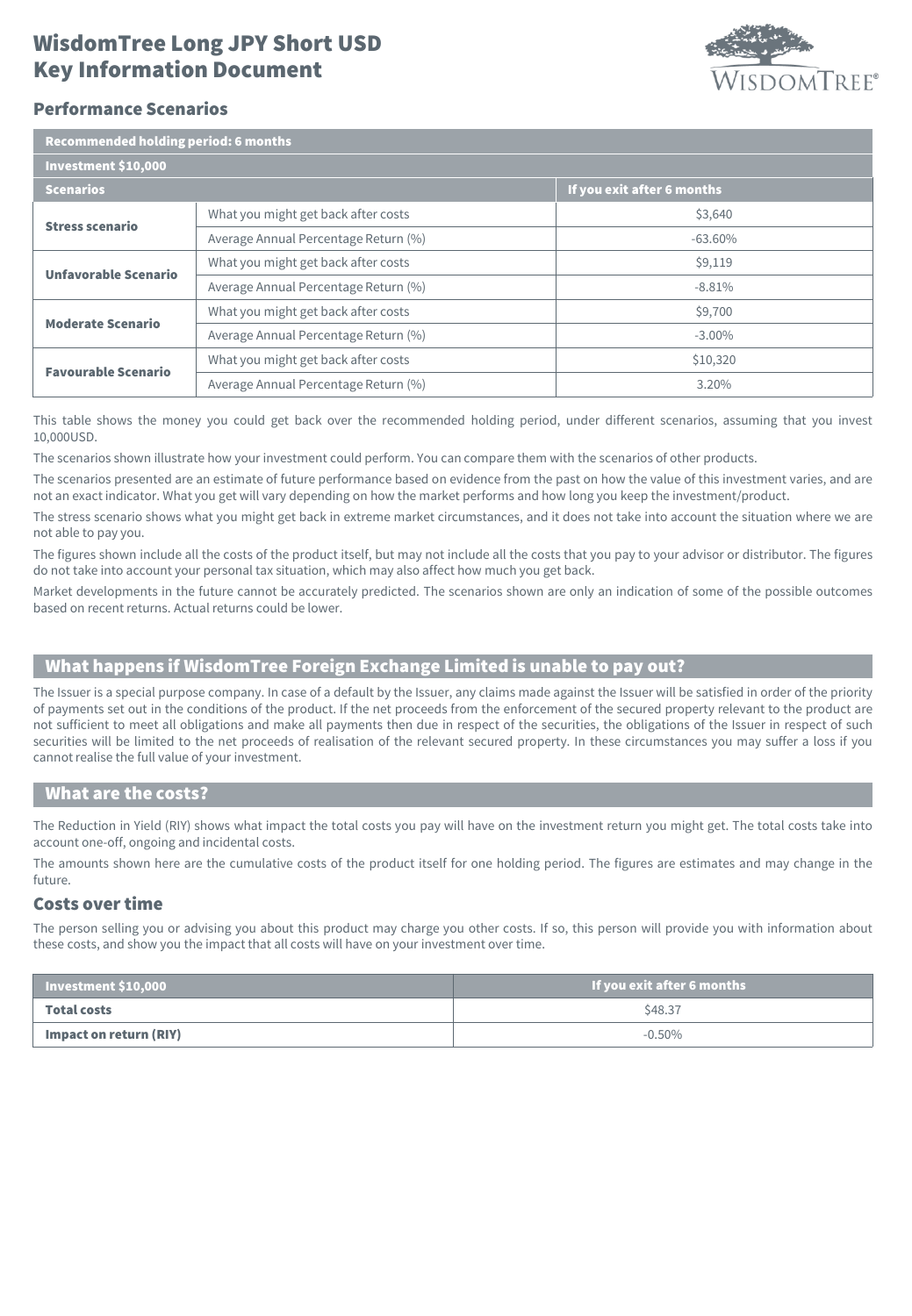# WisdomTree Long JPY Short USD Key Information Document

## Performance Scenarios

| Recommended holding period: 6 months | | |
|---|---|---|
| **Investment $10,000** | | |
| **Scenarios** | | **If you exit after 6 months** |
| **Stress scenario** | What you might get back after costs | $3,640 |
| | Average Annual Percentage Return (%) | -63.60% |
| **Unfavorable Scenario** | What you might get back after costs | $9,119 |
| | Average Annual Percentage Return (%) | -8.81% |
| **Moderate Scenario** | What you might get back after costs | $9,700 |
| | Average Annual Percentage Return (%) | -3.00% |
| **Favourable Scenario** | What you might get back after costs | $10,320 |
| | Average Annual Percentage Return (%) | 3.20% |

This table shows the money you could get back over the recommended holding period, under different scenarios, assuming that you invest 10,000USD.

The scenarios shown illustrate how your investment could perform. You can compare them with the scenarios of other products.

The scenarios presented are an estimate of future performance based on evidence from the past on how the value of this investment varies, and are not an exact indicator. What you get will vary depending on how the market performs and how long you keep the investment/product.

The stress scenario shows what you might get back in extreme market circumstances, and it does not take into account the situation where we are not able to pay you.

The figures shown include all the costs of the product itself, but may not include all the costs that you pay to your advisor or distributor. The figures do not take into account your personal tax situation, which may also affect how much you get back.

Market developments in the future cannot be accurately predicted. The scenarios shown are only an indication of some of the possible outcomes based on recent returns. Actual returns could be lower.

## What happens if WisdomTree Foreign Exchange Limited is unable to pay out?

The Issuer is a special purpose company. In case of a default by the Issuer, any claims made against the Issuer will be satisfied in order of the priority of payments set out in the conditions of the product. If the net proceeds from the enforcement of the secured property relevant to the product are not sufficient to meet all obligations and make all payments then due in respect of the securities, the obligations of the Issuer in respect of such securities will be limited to the net proceeds of realisation of the relevant secured property. In these circumstances you may suffer a loss if you cannot realise the full value of your investment.

## What are the costs?

The Reduction in Yield (RIY) shows what impact the total costs you pay will have on the investment return you might get. The total costs take into account one-off, ongoing and incidental costs.

The amounts shown here are the cumulative costs of the product itself for one holding period. The figures are estimates and may change in the future.

### Costs over time

The person selling you or advising you about this product may charge you other costs. If so, this person will provide you with information about these costs, and show you the impact that all costs will have on your investment over time.

| Investment $10,000 | If you exit after 6 months |
|---|---|
| **Total costs** | $48.37 |
| **Impact on return (RIY)** | -0.50% |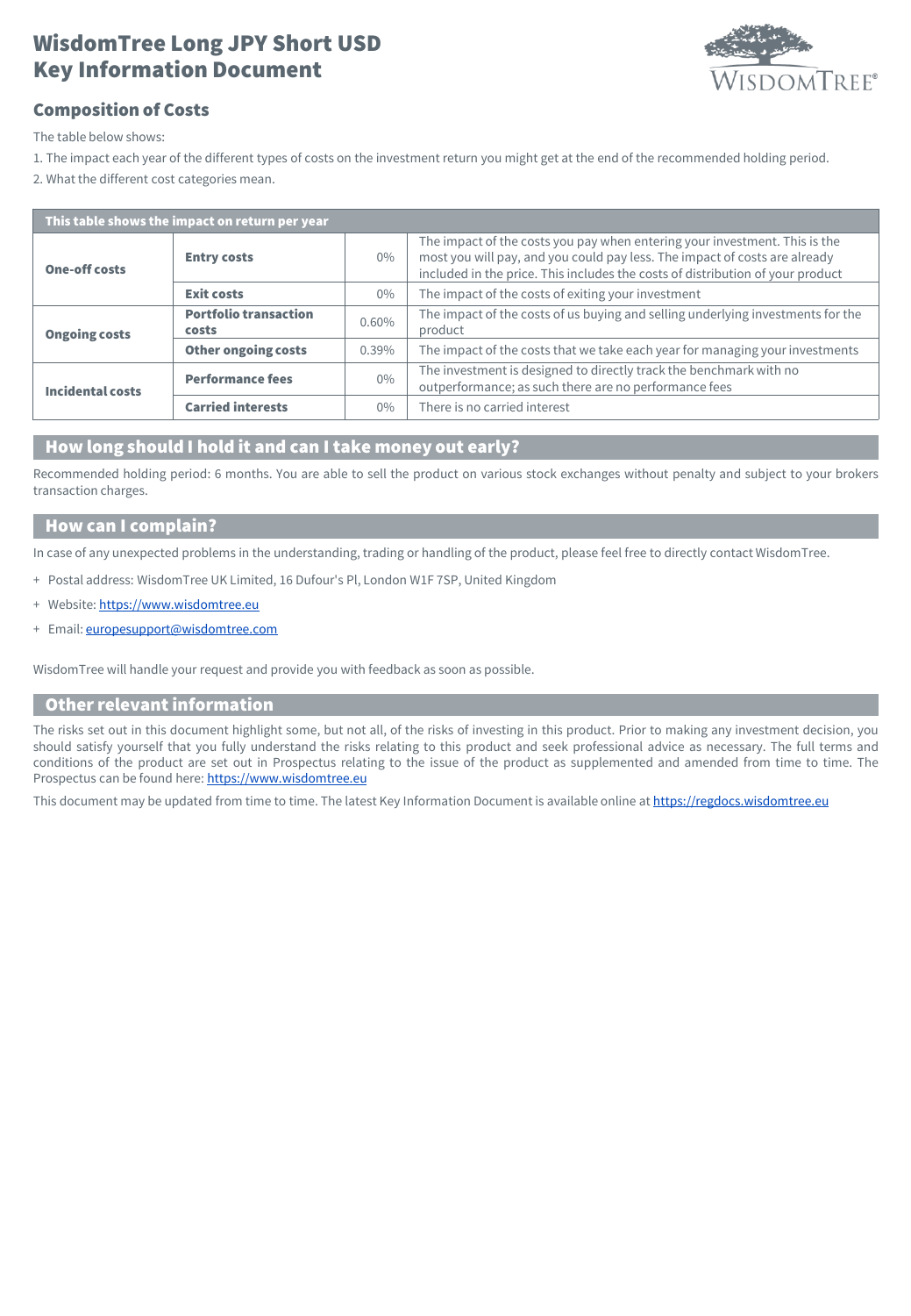# WisdomTree Long JPY Short USD
# Key Information Document

## Composition of Costs

The table below shows:

1. The impact each year of the different types of costs on the investment return you might get at the end of the recommended holding period.
2. What the different cost categories mean.

| This table shows the impact on return per year | | | |
|---|---|---|---|
| **One-off costs** | **Entry costs** | 0% | The impact of the costs you pay when entering your investment. This is the most you will pay, and you could pay less. The impact of costs are already included in the price. This includes the costs of distribution of your product |
| | **Exit costs** | 0% | The impact of the costs of exiting your investment |
| **Ongoing costs** | **Portfolio transaction costs** | 0.60% | The impact of the costs of us buying and selling underlying investments for the product |
| | **Other ongoing costs** | 0.39% | The impact of the costs that we take each year for managing your investments |
| **Incidental costs** | **Performance fees** | 0% | The investment is designed to directly track the benchmark with no outperformance; as such there are no performance fees |
| | **Carried interests** | 0% | There is no carried interest |

## How long should I hold it and can I take money out early?

Recommended holding period: 6 months. You are able to sell the product on various stock exchanges without penalty and subject to your brokers transaction charges.

## How can I complain?

In case of any unexpected problems in the understanding, trading or handling of the product, please feel free to directly contact WisdomTree.

- Postal address: WisdomTree UK Limited, 16 Dufour's Pl, London W1F 7SP, United Kingdom
- Website: https://www.wisdomtree.eu
- Email: europesupport@wisdomtree.com

WisdomTree will handle your request and provide you with feedback as soon as possible.

## Other relevant information

The risks set out in this document highlight some, but not all, of the risks of investing in this product. Prior to making any investment decision, you should satisfy yourself that you fully understand the risks relating to this product and seek professional advice as necessary. The full terms and conditions of the product are set out in Prospectus relating to the issue of the product as supplemented and amended from time to time. The Prospectus can be found here: https://www.wisdomtree.eu

This document may be updated from time to time. The latest Key Information Document is available online at https://regdocs.wisdomtree.eu